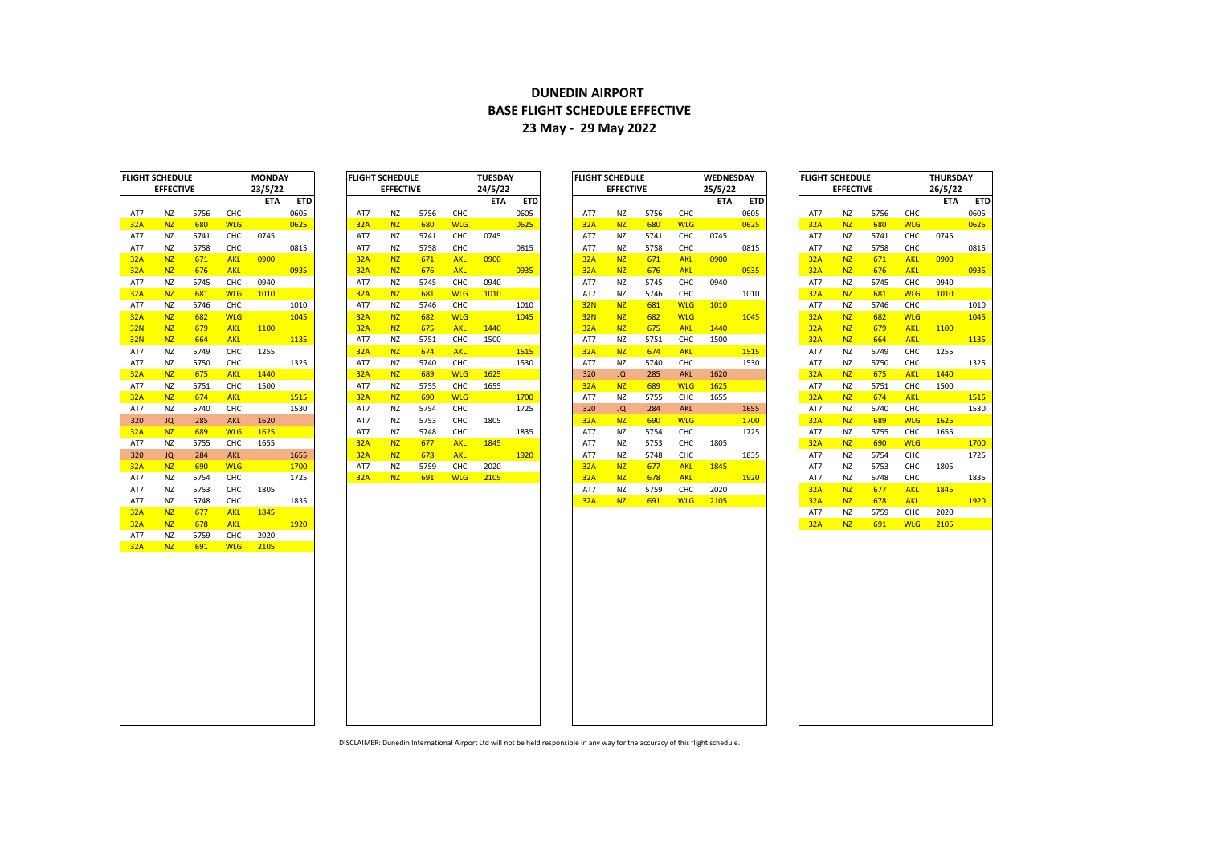# DUNEDIN AIRPORT
## BASE FLIGHT SCHEDULE EFFECTIVE
## 23 May - 29 May 2022

| FLIGHT SCHEDULE EFFECTIVE | | | | MONDAY 23/5/22 | |
|---|---|---|---|---|---|
| | | | | ETA | ETD |
| AT7 | NZ | 5756 | CHC | | 0605 |
| 32A | NZ | 680 | WLG | | 0625 |
| AT7 | NZ | 5741 | CHC | 0745 | |
| AT7 | NZ | 5758 | CHC | | 0815 |
| 32A | NZ | 671 | AKL | 0900 | |
| 32A | NZ | 676 | AKL | | 0935 |
| AT7 | NZ | 5745 | CHC | 0940 | |
| 32A | NZ | 681 | WLG | 1010 | |
| AT7 | NZ | 5746 | CHC | | 1010 |
| 32A | NZ | 682 | WLG | | 1045 |
| 32N | NZ | 679 | AKL | 1100 | |
| 32N | NZ | 664 | AKL | | 1135 |
| AT7 | NZ | 5749 | CHC | 1255 | |
| AT7 | NZ | 5750 | CHC | | 1325 |
| 32A | NZ | 675 | AKL | 1440 | |
| AT7 | NZ | 5751 | CHC | 1500 | |
| 32A | NZ | 674 | AKL | | 1515 |
| AT7 | NZ | 5740 | CHC | | 1530 |
| 320 | JQ | 285 | AKL | 1620 | |
| 32A | NZ | 689 | WLG | 1625 | |
| AT7 | NZ | 5755 | CHC | 1655 | |
| 320 | JQ | 284 | AKL | | 1655 |
| 32A | NZ | 690 | WLG | | 1700 |
| AT7 | NZ | 5754 | CHC | | 1725 |
| AT7 | NZ | 5753 | CHC | 1805 | |
| AT7 | NZ | 5748 | CHC | | 1835 |
| 32A | NZ | 677 | AKL | 1845 | |
| 32A | NZ | 678 | AKL | | 1920 |
| AT7 | NZ | 5759 | CHC | 2020 | |
| 32A | NZ | 691 | WLG | 2105 | |

| FLIGHT SCHEDULE EFFECTIVE | | | | TUESDAY 24/5/22 | |
|---|---|---|---|---|---|
| | | | | ETA | ETD |
| AT7 | NZ | 5756 | CHC | | 0605 |
| 32A | NZ | 680 | WLG | | 0625 |
| AT7 | NZ | 5741 | CHC | 0745 | |
| AT7 | NZ | 5758 | CHC | | 0815 |
| 32A | NZ | 671 | AKL | 0900 | |
| 32A | NZ | 676 | AKL | | 0935 |
| AT7 | NZ | 5745 | CHC | 0940 | |
| 32A | NZ | 681 | WLG | 1010 | |
| AT7 | NZ | 5746 | CHC | | 1010 |
| 32A | NZ | 682 | WLG | | 1045 |
| 32A | NZ | 675 | AKL | 1440 | |
| AT7 | NZ | 5751 | CHC | 1500 | |
| 32A | NZ | 674 | AKL | | 1515 |
| AT7 | NZ | 5740 | CHC | | 1530 |
| 32A | NZ | 689 | WLG | 1625 | |
| AT7 | NZ | 5755 | CHC | 1655 | |
| 32A | NZ | 690 | WLG | | 1700 |
| AT7 | NZ | 5754 | CHC | | 1725 |
| AT7 | NZ | 5753 | CHC | 1805 | |
| AT7 | NZ | 5748 | CHC | | 1835 |
| 32A | NZ | 677 | AKL | 1845 | |
| 32A | NZ | 678 | AKL | | 1920 |
| AT7 | NZ | 5759 | CHC | 2020 | |
| 32A | NZ | 691 | WLG | 2105 | |

| FLIGHT SCHEDULE EFFECTIVE | | | | WEDNESDAY 25/5/22 | |
|---|---|---|---|---|---|
| | | | | ETA | ETD |
| AT7 | NZ | 5756 | CHC | | 0605 |
| 32A | NZ | 680 | WLG | | 0625 |
| AT7 | NZ | 5741 | CHC | 0745 | |
| AT7 | NZ | 5758 | CHC | | 0815 |
| 32A | NZ | 671 | AKL | 0900 | |
| 32A | NZ | 676 | AKL | | 0935 |
| AT7 | NZ | 5745 | CHC | 0940 | |
| AT7 | NZ | 5746 | CHC | | 1010 |
| 32N | NZ | 681 | WLG | 1010 | |
| 32N | NZ | 682 | WLG | | 1045 |
| 32A | NZ | 675 | AKL | 1440 | |
| AT7 | NZ | 5751 | CHC | 1500 | |
| 32A | NZ | 674 | AKL | | 1515 |
| AT7 | NZ | 5740 | CHC | | 1530 |
| 320 | JQ | 285 | AKL | 1620 | |
| 32A | NZ | 689 | WLG | 1625 | |
| AT7 | NZ | 5755 | CHC | 1655 | |
| 320 | JQ | 284 | AKL | | 1655 |
| 32A | NZ | 690 | WLG | | 1700 |
| AT7 | NZ | 5754 | CHC | | 1725 |
| AT7 | NZ | 5753 | CHC | 1805 | |
| AT7 | NZ | 5748 | CHC | | 1835 |
| 32A | NZ | 677 | AKL | 1845 | |
| 32A | NZ | 678 | AKL | | 1920 |
| AT7 | NZ | 5759 | CHC | 2020 | |
| 32A | NZ | 691 | WLG | 2105 | |

| FLIGHT SCHEDULE EFFECTIVE | | | | THURSDAY 26/5/22 | |
|---|---|---|---|---|---|
| | | | | ETA | ETD |
| AT7 | NZ | 5756 | CHC | | 0605 |
| 32A | NZ | 680 | WLG | | 0625 |
| AT7 | NZ | 5741 | CHC | 0745 | |
| AT7 | NZ | 5758 | CHC | | 0815 |
| 32A | NZ | 671 | AKL | 0900 | |
| 32A | NZ | 676 | AKL | | 0935 |
| AT7 | NZ | 5745 | CHC | 0940 | |
| 32A | NZ | 681 | WLG | 1010 | |
| AT7 | NZ | 5746 | CHC | | 1010 |
| 32A | NZ | 682 | WLG | | 1045 |
| 32A | NZ | 679 | AKL | 1100 | |
| 32A | NZ | 664 | AKL | | 1135 |
| AT7 | NZ | 5749 | CHC | 1255 | |
| AT7 | NZ | 5750 | CHC | | 1325 |
| 32A | NZ | 675 | AKL | 1440 | |
| AT7 | NZ | 5751 | CHC | 1500 | |
| 32A | NZ | 674 | AKL | | 1515 |
| AT7 | NZ | 5740 | CHC | | 1530 |
| 32A | NZ | 689 | WLG | 1625 | |
| AT7 | NZ | 5755 | CHC | 1655 | |
| 32A | NZ | 690 | WLG | | 1700 |
| AT7 | NZ | 5754 | CHC | | 1725 |
| AT7 | NZ | 5753 | CHC | 1805 | |
| AT7 | NZ | 5748 | CHC | | 1835 |
| 32A | NZ | 677 | AKL | 1845 | |
| 32A | NZ | 678 | AKL | | 1920 |
| AT7 | NZ | 5759 | CHC | 2020 | |
| 32A | NZ | 691 | WLG | 2105 | |

DISCLAIMER: Dunedin International Airport Ltd will not be held responsible in any way for the accuracy of this flight schedule.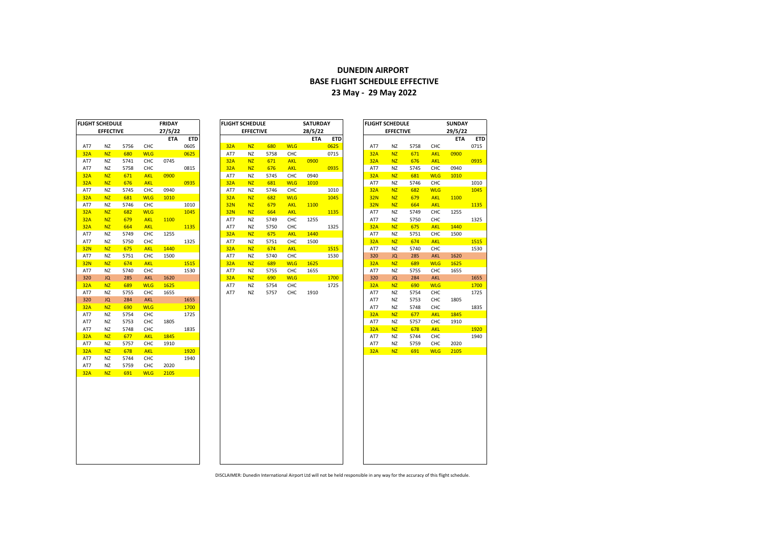# DUNEDIN AIRPORT
# BASE FLIGHT SCHEDULE EFFECTIVE
# 23 May - 29 May 2022

| FLIGHT SCHEDULE EFFECTIVE | | | | FRIDAY 27/5/22 | |
|---|---|---|---|---|---|
| | | | | ETA | ETD |
| AT7 | NZ | 5756 | CHC | | 0605 |
| 32A | NZ | 680 | WLG | | 0625 |
| AT7 | NZ | 5741 | CHC | 0745 | |
| AT7 | NZ | 5758 | CHC | | 0815 |
| 32A | NZ | 671 | AKL | 0900 | |
| 32A | NZ | 676 | AKL | | 0935 |
| AT7 | NZ | 5745 | CHC | 0940 | |
| 32A | NZ | 681 | WLG | 1010 | |
| AT7 | NZ | 5746 | CHC | | 1010 |
| 32A | NZ | 682 | WLG | | 1045 |
| 32A | NZ | 679 | AKL | 1100 | |
| 32A | NZ | 664 | AKL | | 1135 |
| AT7 | NZ | 5749 | CHC | 1255 | |
| AT7 | NZ | 5750 | CHC | | 1325 |
| 32N | NZ | 675 | AKL | 1440 | |
| AT7 | NZ | 5751 | CHC | 1500 | |
| 32N | NZ | 674 | AKL | | 1515 |
| AT7 | NZ | 5740 | CHC | | 1530 |
| 320 | JQ | 285 | AKL | 1620 | |
| 32A | NZ | 689 | WLG | 1625 | |
| AT7 | NZ | 5755 | CHC | 1655 | |
| 320 | JQ | 284 | AKL | | 1655 |
| 32A | NZ | 690 | WLG | | 1700 |
| AT7 | NZ | 5754 | CHC | | 1725 |
| AT7 | NZ | 5753 | CHC | 1805 | |
| AT7 | NZ | 5748 | CHC | | 1835 |
| 32A | NZ | 677 | AKL | 1845 | |
| AT7 | NZ | 5757 | CHC | 1910 | |
| 32A | NZ | 678 | AKL | | 1920 |
| AT7 | NZ | 5744 | CHC | | 1940 |
| AT7 | NZ | 5759 | CHC | 2020 | |
| 32A | NZ | 691 | WLG | 2105 | |

| FLIGHT SCHEDULE EFFECTIVE | | | | SATURDAY 28/5/22 | |
|---|---|---|---|---|---|
| | | | | ETA | ETD |
| 32A | NZ | 680 | WLG | | 0625 |
| AT7 | NZ | 5758 | CHC | | 0715 |
| 32A | NZ | 671 | AKL | 0900 | |
| 32A | NZ | 676 | AKL | | 0935 |
| AT7 | NZ | 5745 | CHC | 0940 | |
| 32A | NZ | 681 | WLG | 1010 | |
| AT7 | NZ | 5746 | CHC | | 1010 |
| 32A | NZ | 682 | WLG | | 1045 |
| 32N | NZ | 679 | AKL | 1100 | |
| 32N | NZ | 664 | AKL | | 1135 |
| AT7 | NZ | 5749 | CHC | 1255 | |
| AT7 | NZ | 5750 | CHC | | 1325 |
| 32A | NZ | 675 | AKL | 1440 | |
| AT7 | NZ | 5751 | CHC | 1500 | |
| 32A | NZ | 674 | AKL | | 1515 |
| AT7 | NZ | 5740 | CHC | | 1530 |
| 32A | NZ | 689 | WLG | 1625 | |
| AT7 | NZ | 5755 | CHC | 1655 | |
| 32A | NZ | 690 | WLG | | 1700 |
| AT7 | NZ | 5754 | CHC | | 1725 |
| AT7 | NZ | 5757 | CHC | 1910 | |

| FLIGHT SCHEDULE EFFECTIVE | | | | SUNDAY 29/5/22 | |
|---|---|---|---|---|---|
| | | | | ETA | ETD |
| AT7 | NZ | 5758 | CHC | | 0715 |
| 32A | NZ | 671 | AKL | 0900 | |
| 32A | NZ | 676 | AKL | | 0935 |
| AT7 | NZ | 5745 | CHC | 0940 | |
| 32A | NZ | 681 | WLG | 1010 | |
| AT7 | NZ | 5746 | CHC | | 1010 |
| 32A | NZ | 682 | WLG | | 1045 |
| 32N | NZ | 679 | AKL | 1100 | |
| 32N | NZ | 664 | AKL | | 1135 |
| AT7 | NZ | 5749 | CHC | 1255 | |
| AT7 | NZ | 5750 | CHC | | 1325 |
| 32A | NZ | 675 | AKL | 1440 | |
| AT7 | NZ | 5751 | CHC | 1500 | |
| 32A | NZ | 674 | AKL | | 1515 |
| AT7 | NZ | 5740 | CHC | | 1530 |
| 320 | JQ | 285 | AKL | 1620 | |
| 32A | NZ | 689 | WLG | 1625 | |
| AT7 | NZ | 5755 | CHC | 1655 | |
| 320 | JQ | 284 | AKL | | 1655 |
| 32A | NZ | 690 | WLG | | 1700 |
| AT7 | NZ | 5754 | CHC | | 1725 |
| AT7 | NZ | 5753 | CHC | 1805 | |
| AT7 | NZ | 5748 | CHC | | 1835 |
| 32A | NZ | 677 | AKL | 1845 | |
| AT7 | NZ | 5757 | CHC | 1910 | |
| 32A | NZ | 678 | AKL | | 1920 |
| AT7 | NZ | 5744 | CHC | | 1940 |
| AT7 | NZ | 5759 | CHC | 2020 | |
| 32A | NZ | 691 | WLG | 2105 | |

DISCLAIMER: Dunedin International Airport Ltd will not be held responsible in any way for the accuracy of this flight schedule.